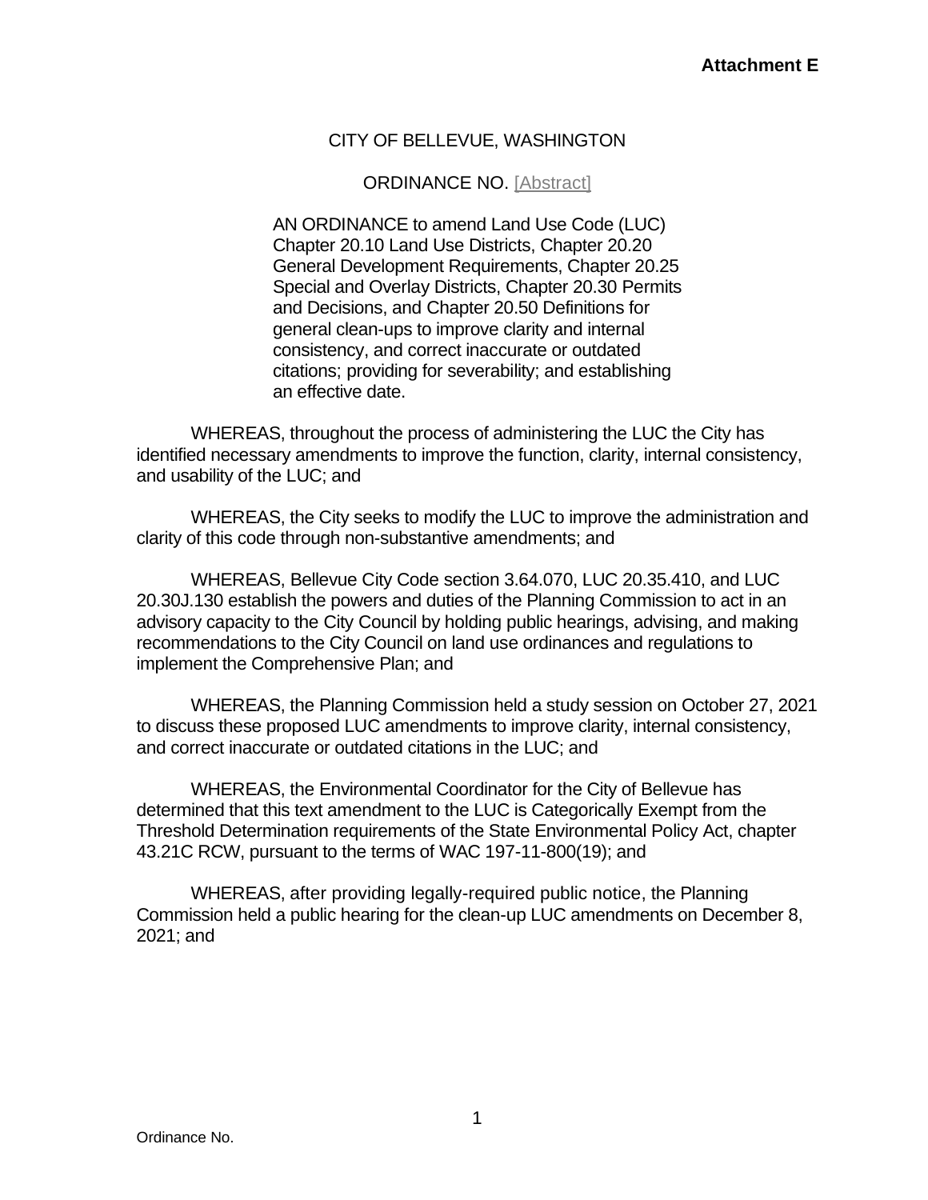**Attachment E**

CITY OF BELLEVUE, WASHINGTON

ORDINANCE NO. [Abstract]

AN ORDINANCE to amend Land Use Code (LUC) Chapter 20.10 Land Use Districts, Chapter 20.20 General Development Requirements, Chapter 20.25 Special and Overlay Districts, Chapter 20.30 Permits and Decisions, and Chapter 20.50 Definitions for general clean-ups to improve clarity and internal consistency, and correct inaccurate or outdated citations; providing for severability; and establishing an effective date.

WHEREAS, throughout the process of administering the LUC the City has identified necessary amendments to improve the function, clarity, internal consistency, and usability of the LUC; and

WHEREAS, the City seeks to modify the LUC to improve the administration and clarity of this code through non-substantive amendments; and

WHEREAS, Bellevue City Code section 3.64.070, LUC 20.35.410, and LUC 20.30J.130 establish the powers and duties of the Planning Commission to act in an advisory capacity to the City Council by holding public hearings, advising, and making recommendations to the City Council on land use ordinances and regulations to implement the Comprehensive Plan; and

WHEREAS, the Planning Commission held a study session on October 27, 2021 to discuss these proposed LUC amendments to improve clarity, internal consistency, and correct inaccurate or outdated citations in the LUC; and

WHEREAS, the Environmental Coordinator for the City of Bellevue has determined that this text amendment to the LUC is Categorically Exempt from the Threshold Determination requirements of the State Environmental Policy Act, chapter 43.21C RCW, pursuant to the terms of WAC 197-11-800(19); and

WHEREAS, after providing legally-required public notice, the Planning Commission held a public hearing for the clean-up LUC amendments on December 8, 2021; and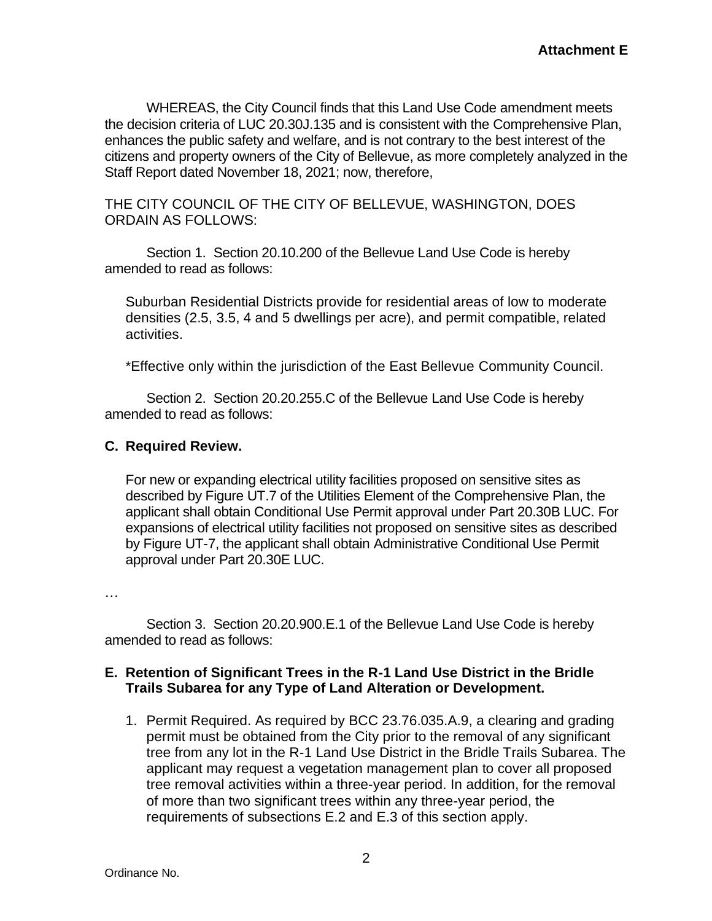WHEREAS, the City Council finds that this Land Use Code amendment meets the decision criteria of LUC 20.30J.135 and is consistent with the Comprehensive Plan, enhances the public safety and welfare, and is not contrary to the best interest of the citizens and property owners of the City of Bellevue, as more completely analyzed in the Staff Report dated November 18, 2021; now, therefore,

THE CITY COUNCIL OF THE CITY OF BELLEVUE, WASHINGTON, DOES ORDAIN AS FOLLOWS:

Section 1. Section 20.10.200 of the Bellevue Land Use Code is hereby amended to read as follows:

> Suburban Residential Districts provide for residential areas of low to moderate densities (2.5, 3.5, 4 and 5 dwellings per acre), and permit compatible, related activities.
>
> *Effective only within the jurisdiction of the East Bellevue Community Council.

Section 2. Section 20.20.255.C of the Bellevue Land Use Code is hereby amended to read as follows:

**C. Required Review.**

> For new or expanding electrical utility facilities proposed on sensitive sites as described by Figure UT.7 of the Utilities Element of the Comprehensive Plan, the applicant shall obtain Conditional Use Permit approval under Part 20.30B LUC. For expansions of electrical utility facilities not proposed on sensitive sites as described by Figure UT-7, the applicant shall obtain Administrative Conditional Use Permit approval under Part 20.30E LUC.

…

Section 3. Section 20.20.900.E.1 of the Bellevue Land Use Code is hereby amended to read as follows:

**E. Retention of Significant Trees in the R-1 Land Use District in the Bridle Trails Subarea for any Type of Land Alteration or Development.**

1. Permit Required. As required by BCC 23.76.035.A.9, a clearing and grading permit must be obtained from the City prior to the removal of any significant tree from any lot in the R-1 Land Use District in the Bridle Trails Subarea. The applicant may request a vegetation management plan to cover all proposed tree removal activities within a three-year period. In addition, for the removal of more than two significant trees within any three-year period, the requirements of subsections E.2 and E.3 of this section apply.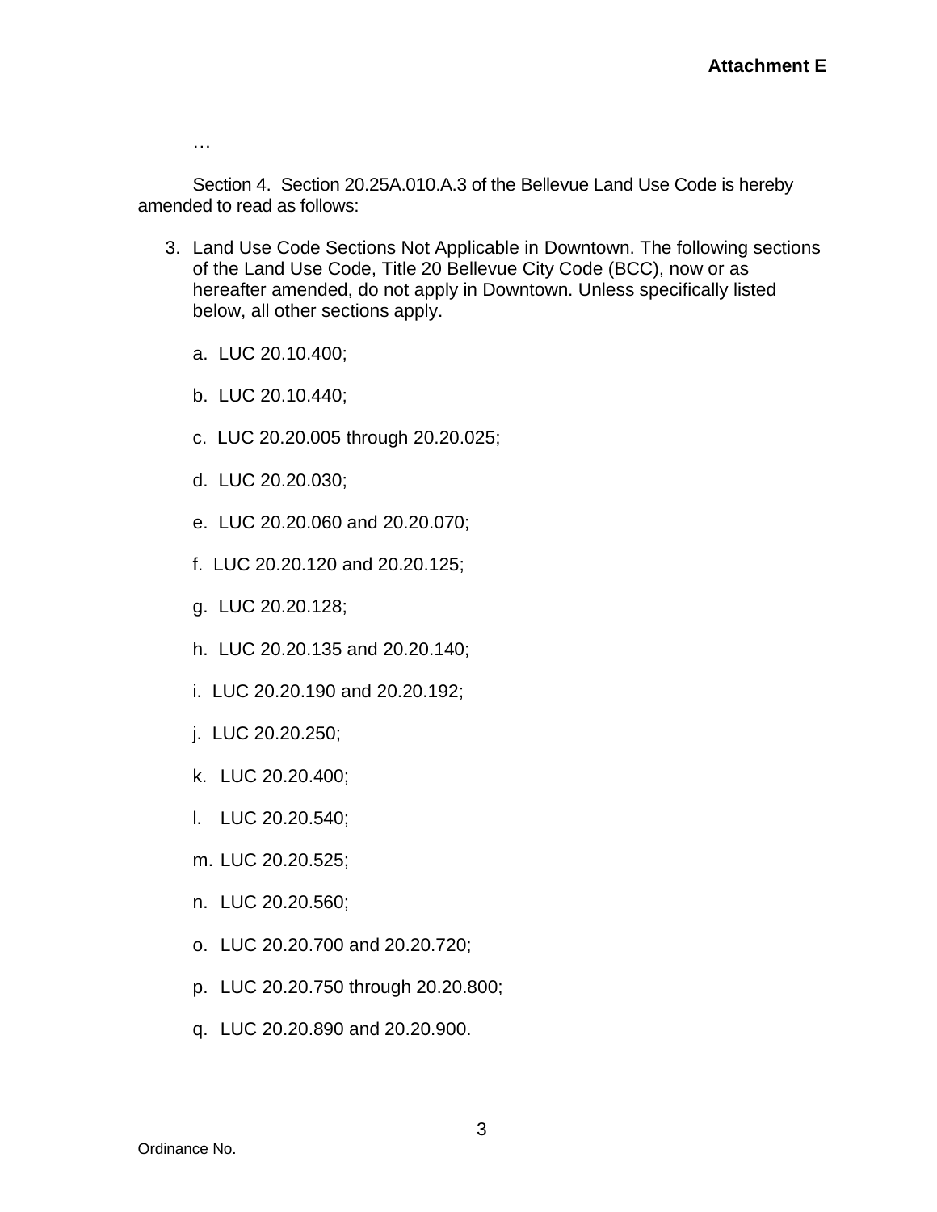…

Section 4. Section 20.25A.010.A.3 of the Bellevue Land Use Code is hereby amended to read as follows:

3. Land Use Code Sections Not Applicable in Downtown. The following sections of the Land Use Code, Title 20 Bellevue City Code (BCC), now or as hereafter amended, do not apply in Downtown. Unless specifically listed below, all other sections apply.

    a. LUC 20.10.400;

    b. LUC 20.10.440;

    c. LUC 20.20.005 through 20.20.025;

    d. LUC 20.20.030;

    e. LUC 20.20.060 and 20.20.070;

    f. LUC 20.20.120 and 20.20.125;

    g. LUC 20.20.128;

    h. LUC 20.20.135 and 20.20.140;

    i. LUC 20.20.190 and 20.20.192;

    j. LUC 20.20.250;

    k. LUC 20.20.400;

    l. LUC 20.20.540;

    m. LUC 20.20.525;

    n. LUC 20.20.560;

    o. LUC 20.20.700 and 20.20.720;

    p. LUC 20.20.750 through 20.20.800;

    q. LUC 20.20.890 and 20.20.900.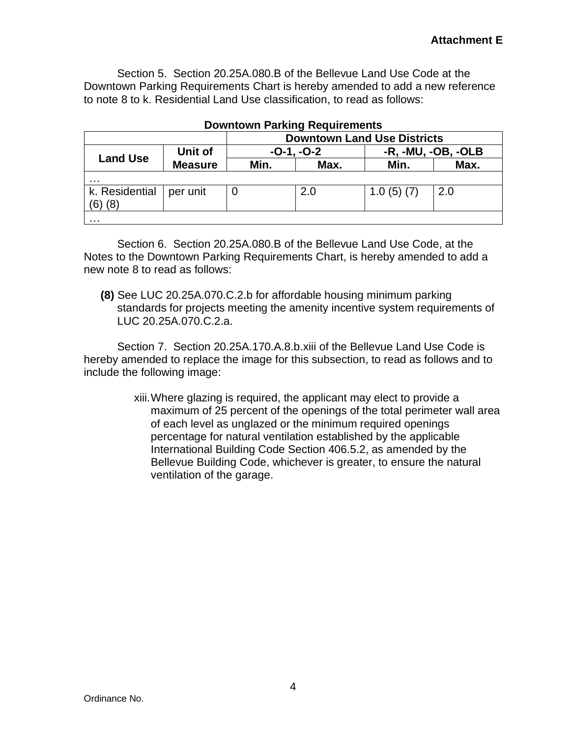**Attachment E**

Section 5. Section 20.25A.080.B of the Bellevue Land Use Code at the Downtown Parking Requirements Chart is hereby amended to add a new reference to note 8 to k. Residential Land Use classification, to read as follows:

**Downtown Parking Requirements**

| | | Downtown Land Use Districts | | | |
|---|---|---|---|---|---|
| **Land Use** | **Unit of Measure** | **-O-1, -O-2** | | **-R, -MU, -OB, -OLB** | |
| | | **Min.** | **Max.** | **Min.** | **Max.** |
| … | | | | | |
| k. Residential (6) (8) | per unit | 0 | 2.0 | 1.0 (5) (7) | 2.0 |
| … | | | | | |

Section 6. Section 20.25A.080.B of the Bellevue Land Use Code, at the Notes to the Downtown Parking Requirements Chart, is hereby amended to add a new note 8 to read as follows:

**(8)** See LUC 20.25A.070.C.2.b for affordable housing minimum parking standards for projects meeting the amenity incentive system requirements of LUC 20.25A.070.C.2.a.

Section 7. Section 20.25A.170.A.8.b.xiii of the Bellevue Land Use Code is hereby amended to replace the image for this subsection, to read as follows and to include the following image:

xiii. Where glazing is required, the applicant may elect to provide a maximum of 25 percent of the openings of the total perimeter wall area of each level as unglazed or the minimum required openings percentage for natural ventilation established by the applicable International Building Code Section 406.5.2, as amended by the Bellevue Building Code, whichever is greater, to ensure the natural ventilation of the garage.

Ordinance No.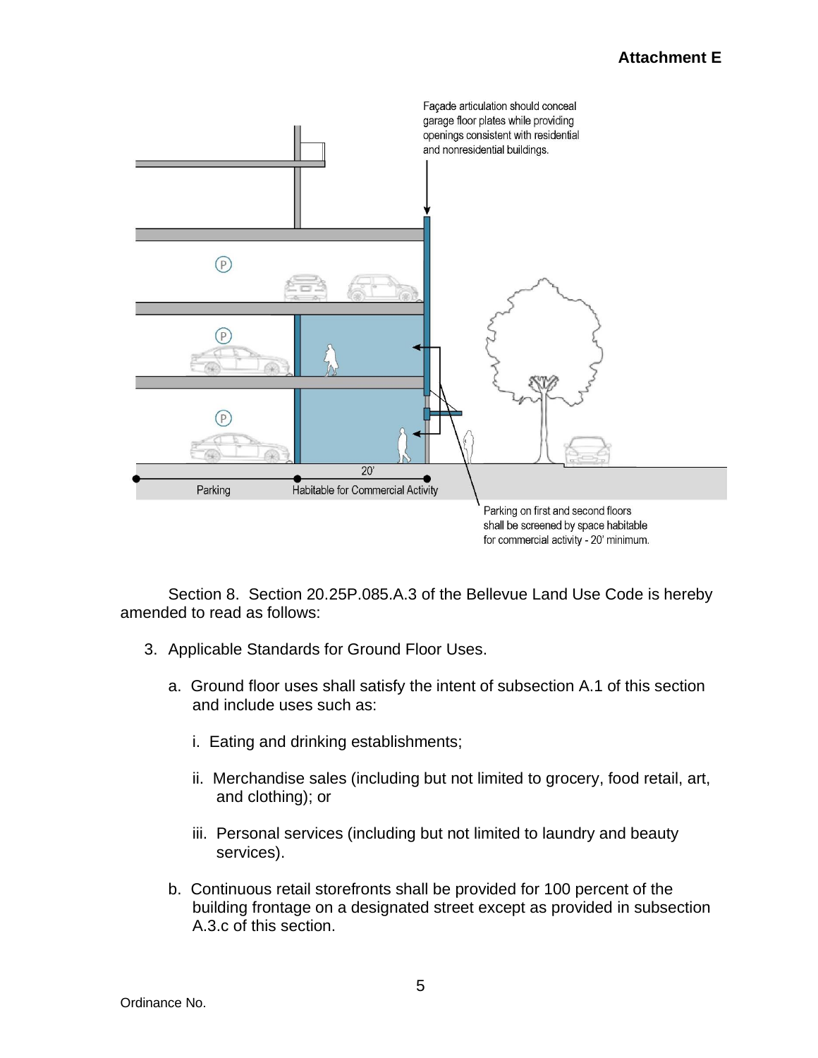Façade articulation should conceal garage floor plates while providing openings consistent with residential and nonresidential buildings.

20'

Parking

Habitable for Commercial Activity

Parking on first and second floors shall be screened by space habitable for commercial activity - 20' minimum.

Section 8. Section 20.25P.085.A.3 of the Bellevue Land Use Code is hereby amended to read as follows:

3. Applicable Standards for Ground Floor Uses.

   a. Ground floor uses shall satisfy the intent of subsection A.1 of this section and include uses such as:

      i. Eating and drinking establishments;

      ii. Merchandise sales (including but not limited to grocery, food retail, art, and clothing); or

      iii. Personal services (including but not limited to laundry and beauty services).

   b. Continuous retail storefronts shall be provided for 100 percent of the building frontage on a designated street except as provided in subsection A.3.c of this section.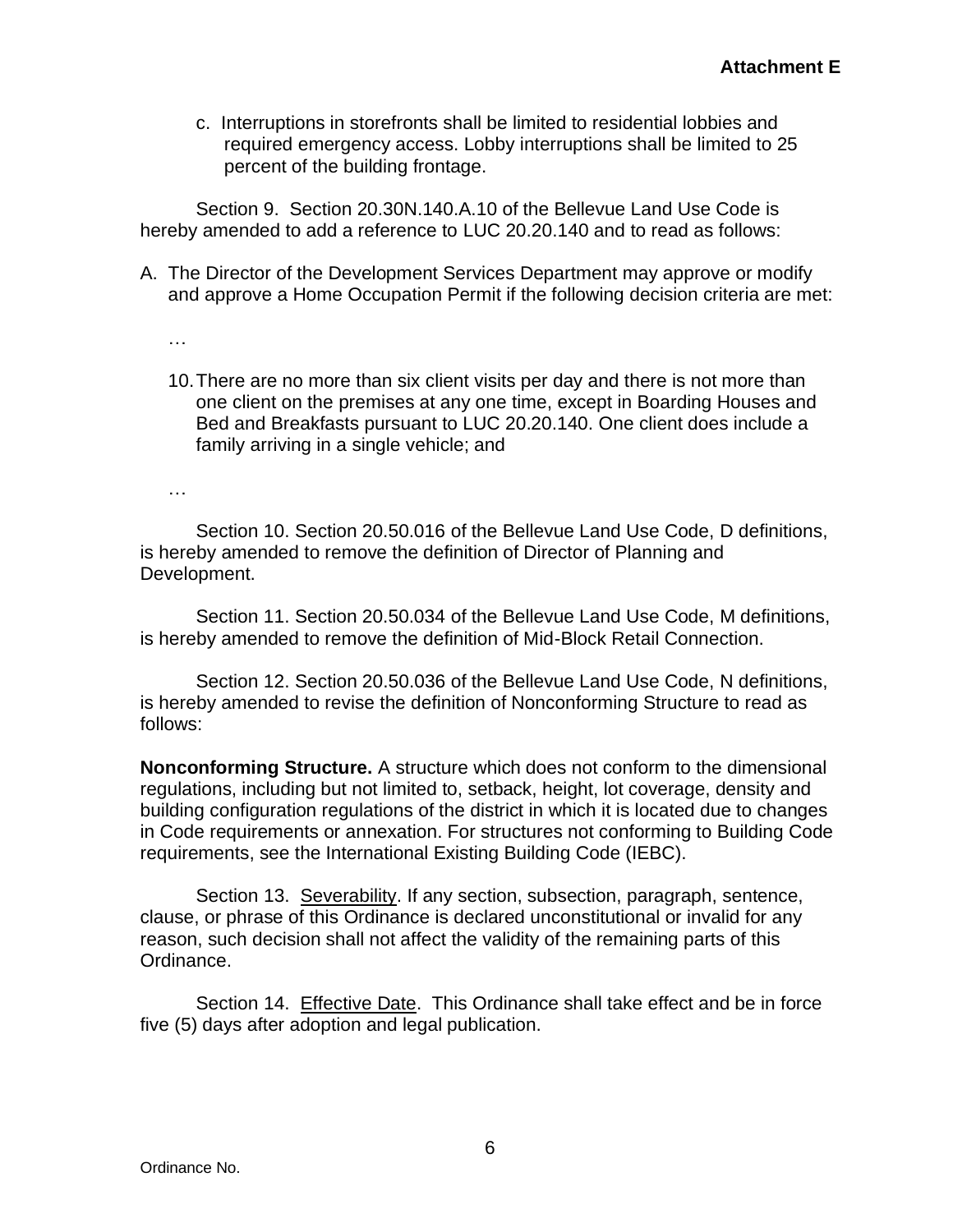**Attachment E**

c. Interruptions in storefronts shall be limited to residential lobbies and required emergency access. Lobby interruptions shall be limited to 25 percent of the building frontage.

Section 9. Section 20.30N.140.A.10 of the Bellevue Land Use Code is hereby amended to add a reference to LUC 20.20.140 and to read as follows:

A. The Director of the Development Services Department may approve or modify and approve a Home Occupation Permit if the following decision criteria are met:

…

10. There are no more than six client visits per day and there is not more than one client on the premises at any one time, except in Boarding Houses and Bed and Breakfasts pursuant to LUC 20.20.140. One client does include a family arriving in a single vehicle; and

…

Section 10. Section 20.50.016 of the Bellevue Land Use Code, D definitions, is hereby amended to remove the definition of Director of Planning and Development.

Section 11. Section 20.50.034 of the Bellevue Land Use Code, M definitions, is hereby amended to remove the definition of Mid-Block Retail Connection.

Section 12. Section 20.50.036 of the Bellevue Land Use Code, N definitions, is hereby amended to revise the definition of Nonconforming Structure to read as follows:

**Nonconforming Structure.** A structure which does not conform to the dimensional regulations, including but not limited to, setback, height, lot coverage, density and building configuration regulations of the district in which it is located due to changes in Code requirements or annexation. For structures not conforming to Building Code requirements, see the International Existing Building Code (IEBC).

Section 13. Severability. If any section, subsection, paragraph, sentence, clause, or phrase of this Ordinance is declared unconstitutional or invalid for any reason, such decision shall not affect the validity of the remaining parts of this Ordinance.

Section 14. Effective Date. This Ordinance shall take effect and be in force five (5) days after adoption and legal publication.

Ordinance No.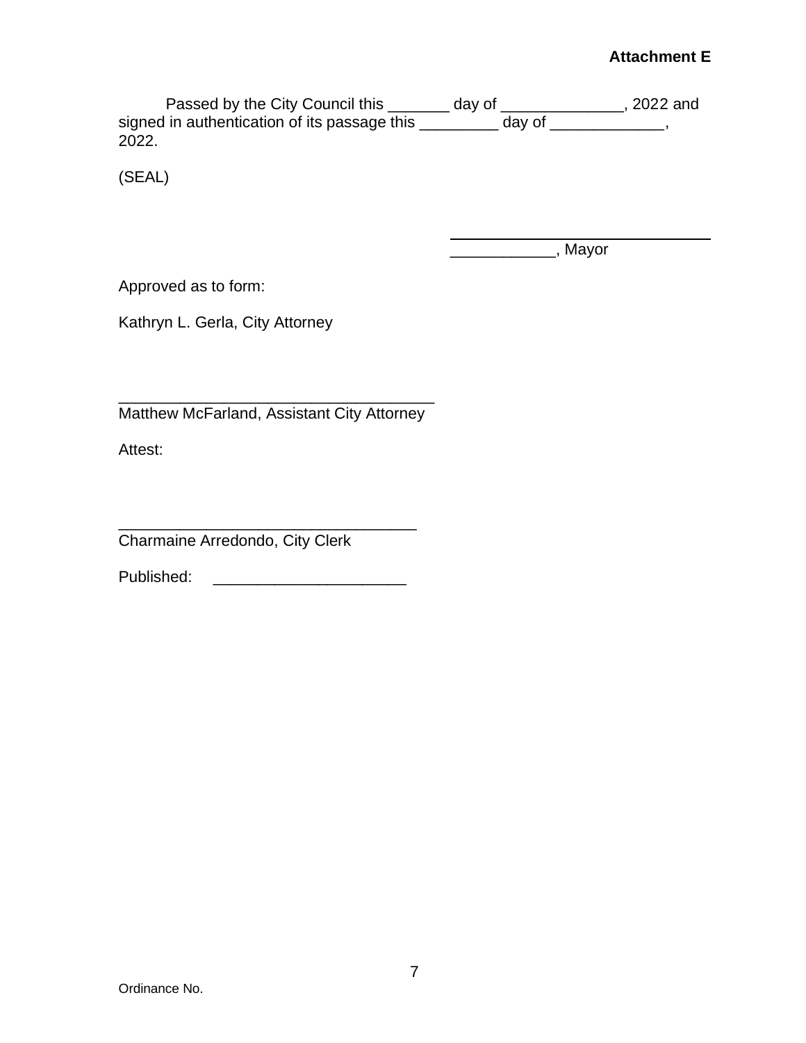**Attachment E**

Passed by the City Council this _______ day of ______________, 2022 and signed in authentication of its passage this _________ day of _____________, 2022.

(SEAL)

______________________________
____________, Mayor

Approved as to form:

Kathryn L. Gerla, City Attorney

___________________________________
Matthew McFarland, Assistant City Attorney

Attest:

_________________________________
Charmaine Arredondo, City Clerk

Published: ______________________

Ordinance No.